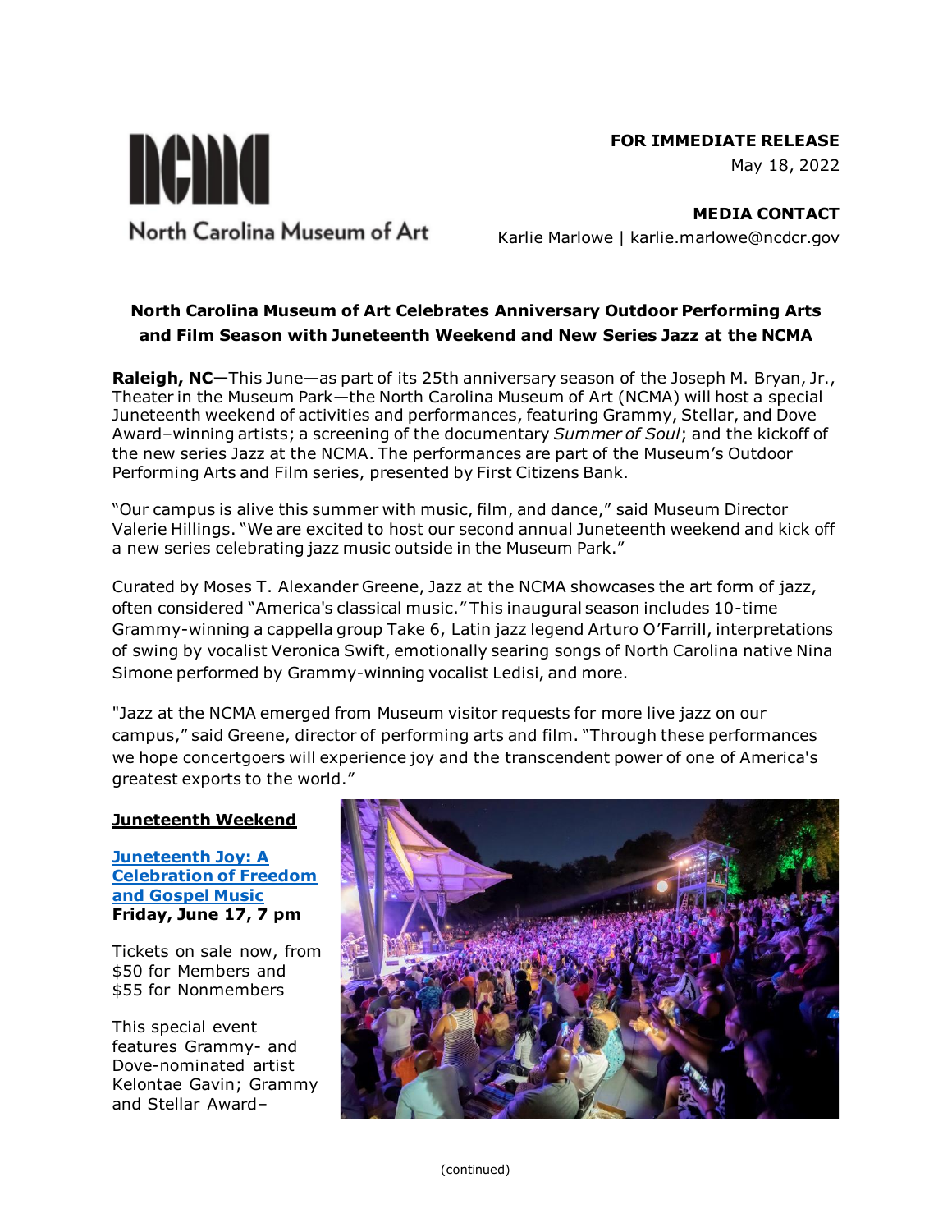**FOR IMMEDIATE RELEASE**
May 18, 2022

**MEDIA CONTACT**
Karlie Marlowe | karlie.marlowe@ncdcr.gov

**North Carolina Museum of Art Celebrates Anniversary Outdoor Performing Arts and Film Season with Juneteenth Weekend and New Series Jazz at the NCMA**

**Raleigh, NC—**This June—as part of its 25th anniversary season of the Joseph M. Bryan, Jr., Theater in the Museum Park—the North Carolina Museum of Art (NCMA) will host a special Juneteenth weekend of activities and performances, featuring Grammy, Stellar, and Dove Award–winning artists; a screening of the documentary *Summer of Soul*; and the kickoff of the new series Jazz at the NCMA. The performances are part of the Museum's Outdoor Performing Arts and Film series, presented by First Citizens Bank.

"Our campus is alive this summer with music, film, and dance," said Museum Director Valerie Hillings. "We are excited to host our second annual Juneteenth weekend and kick off a new series celebrating jazz music outside in the Museum Park."

Curated by Moses T. Alexander Greene, Jazz at the NCMA showcases the art form of jazz, often considered "America's classical music." This inaugural season includes 10-time Grammy-winning a cappella group Take 6, Latin jazz legend Arturo O'Farrill, interpretations of swing by vocalist Veronica Swift, emotionally searing songs of North Carolina native Nina Simone performed by Grammy-winning vocalist Ledisi, and more.

"Jazz at the NCMA emerged from Museum visitor requests for more live jazz on our campus," said Greene, director of performing arts and film. "Through these performances we hope concertgoers will experience joy and the transcendent power of one of America's greatest exports to the world."

**Juneteenth Weekend**

**Juneteenth Joy: A Celebration of Freedom and Gospel Music**
**Friday, June 17, 7 pm**

Tickets on sale now, from $50 for Members and $55 for Nonmembers

This special event features Grammy- and Dove-nominated artist Kelontae Gavin; Grammy and Stellar Award–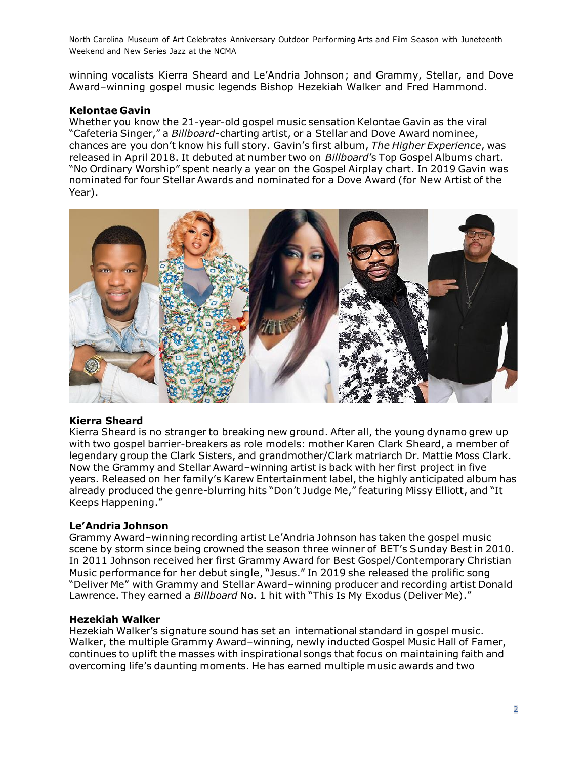winning vocalists Kierra Sheard and Le'Andria Johnson; and Grammy, Stellar, and Dove Award–winning gospel music legends Bishop Hezekiah Walker and Fred Hammond.

**Kelontae Gavin**

Whether you know the 21-year-old gospel music sensation Kelontae Gavin as the viral "Cafeteria Singer," a *Billboard*-charting artist, or a Stellar and Dove Award nominee, chances are you don't know his full story. Gavin's first album, *The Higher Experience*, was released in April 2018. It debuted at number two on *Billboard*'s Top Gospel Albums chart. "No Ordinary Worship" spent nearly a year on the Gospel Airplay chart. In 2019 Gavin was nominated for four Stellar Awards and nominated for a Dove Award (for New Artist of the Year).

**Kierra Sheard**

Kierra Sheard is no stranger to breaking new ground. After all, the young dynamo grew up with two gospel barrier-breakers as role models: mother Karen Clark Sheard, a member of legendary group the Clark Sisters, and grandmother/Clark matriarch Dr. Mattie Moss Clark. Now the Grammy and Stellar Award–winning artist is back with her first project in five years. Released on her family's Karew Entertainment label, the highly anticipated album has already produced the genre-blurring hits "Don't Judge Me," featuring Missy Elliott, and "It Keeps Happening."

**Le'Andria Johnson**

Grammy Award–winning recording artist Le'Andria Johnson has taken the gospel music scene by storm since being crowned the season three winner of BET's Sunday Best in 2010. In 2011 Johnson received her first Grammy Award for Best Gospel/Contemporary Christian Music performance for her debut single, "Jesus." In 2019 she released the prolific song "Deliver Me" with Grammy and Stellar Award–winning producer and recording artist Donald Lawrence. They earned a *Billboard* No. 1 hit with "This Is My Exodus (Deliver Me)."

**Hezekiah Walker**

Hezekiah Walker's signature sound has set an international standard in gospel music. Walker, the multiple Grammy Award–winning, newly inducted Gospel Music Hall of Famer, continues to uplift the masses with inspirational songs that focus on maintaining faith and overcoming life's daunting moments. He has earned multiple music awards and two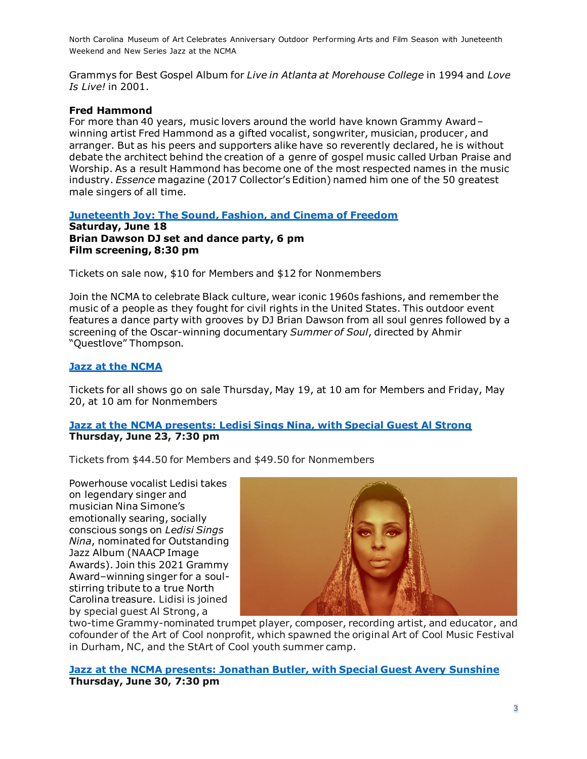Grammys for Best Gospel Album for *Live in Atlanta at Morehouse College* in 1994 and *Love Is Live!* in 2001.

**Fred Hammond**

For more than 40 years, music lovers around the world have known Grammy Award–winning artist Fred Hammond as a gifted vocalist, songwriter, musician, producer, and arranger. But as his peers and supporters alike have so reverently declared, he is without debate the architect behind the creation of a genre of gospel music called Urban Praise and Worship. As a result Hammond has become one of the most respected names in the music industry. *Essence* magazine (2017 Collector's Edition) named him one of the 50 greatest male singers of all time.

**Juneteenth Joy: The Sound, Fashion, and Cinema of Freedom**

**Saturday, June 18**
**Brian Dawson DJ set and dance party, 6 pm**
**Film screening, 8:30 pm**

Tickets on sale now, $10 for Members and $12 for Nonmembers

Join the NCMA to celebrate Black culture, wear iconic 1960s fashions, and remember the music of a people as they fought for civil rights in the United States. This outdoor event features a dance party with grooves by DJ Brian Dawson from all soul genres followed by a screening of the Oscar-winning documentary *Summer of Soul*, directed by Ahmir "Questlove" Thompson.

**Jazz at the NCMA**

Tickets for all shows go on sale Thursday, May 19, at 10 am for Members and Friday, May 20, at 10 am for Nonmembers

**Jazz at the NCMA presents: Ledisi Sings Nina, with Special Guest Al Strong**

**Thursday, June 23, 7:30 pm**

Tickets from $44.50 for Members and $49.50 for Nonmembers

Powerhouse vocalist Ledisi takes on legendary singer and musician Nina Simone's emotionally searing, socially conscious songs on *Ledisi Sings Nina*, nominated for Outstanding Jazz Album (NAACP Image Awards). Join this 2021 Grammy Award–winning singer for a soul-stirring tribute to a true North Carolina treasure. Lidisi is joined by special guest Al Strong, a two-time Grammy-nominated trumpet player, composer, recording artist, and educator, and cofounder of the Art of Cool nonprofit, which spawned the original Art of Cool Music Festival in Durham, NC, and the StArt of Cool youth summer camp.

**Jazz at the NCMA presents: Jonathan Butler, with Special Guest Avery Sunshine**

**Thursday, June 30, 7:30 pm**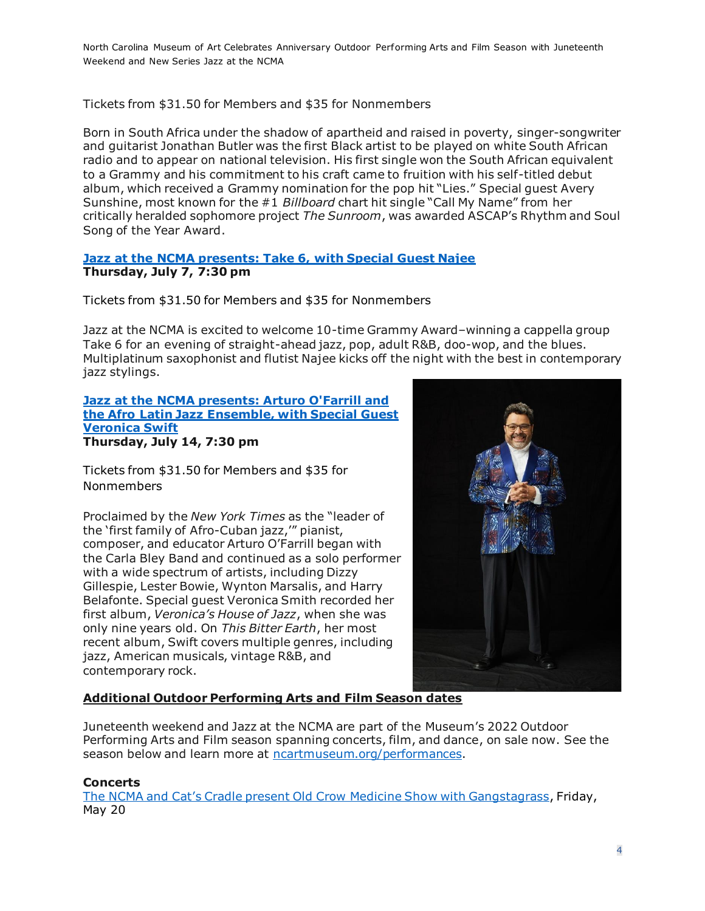Tickets from $31.50 for Members and $35 for Nonmembers

Born in South Africa under the shadow of apartheid and raised in poverty, singer-songwriter and guitarist Jonathan Butler was the first Black artist to be played on white South African radio and to appear on national television. His first single won the South African equivalent to a Grammy and his commitment to his craft came to fruition with his self-titled debut album, which received a Grammy nomination for the pop hit "Lies." Special guest Avery Sunshine, most known for the #1 *Billboard* chart hit single "Call My Name" from her critically heralded sophomore project *The Sunroom*, was awarded ASCAP's Rhythm and Soul Song of the Year Award.

**Jazz at the NCMA presents: Take 6, with Special Guest Najee**
**Thursday, July 7, 7:30 pm**

Tickets from $31.50 for Members and $35 for Nonmembers

Jazz at the NCMA is excited to welcome 10-time Grammy Award–winning a cappella group Take 6 for an evening of straight-ahead jazz, pop, adult R&B, doo-wop, and the blues. Multiplatinum saxophonist and flutist Najee kicks off the night with the best in contemporary jazz stylings.

**Jazz at the NCMA presents: Arturo O'Farrill and the Afro Latin Jazz Ensemble, with Special Guest Veronica Swift**
**Thursday, July 14, 7:30 pm**

Tickets from $31.50 for Members and $35 for Nonmembers

Proclaimed by the *New York Times* as the "leader of the 'first family of Afro-Cuban jazz,'" pianist, composer, and educator Arturo O'Farrill began with the Carla Bley Band and continued as a solo performer with a wide spectrum of artists, including Dizzy Gillespie, Lester Bowie, Wynton Marsalis, and Harry Belafonte. Special guest Veronica Smith recorded her first album, *Veronica's House of Jazz*, when she was only nine years old. On *This Bitter Earth*, her most recent album, Swift covers multiple genres, including jazz, American musicals, vintage R&B, and contemporary rock.

**Additional Outdoor Performing Arts and Film Season dates**

Juneteenth weekend and Jazz at the NCMA are part of the Museum's 2022 Outdoor Performing Arts and Film season spanning concerts, film, and dance, on sale now. See the season below and learn more at ncartmuseum.org/performances.

**Concerts**

The NCMA and Cat's Cradle present Old Crow Medicine Show with Gangstagrass, Friday, May 20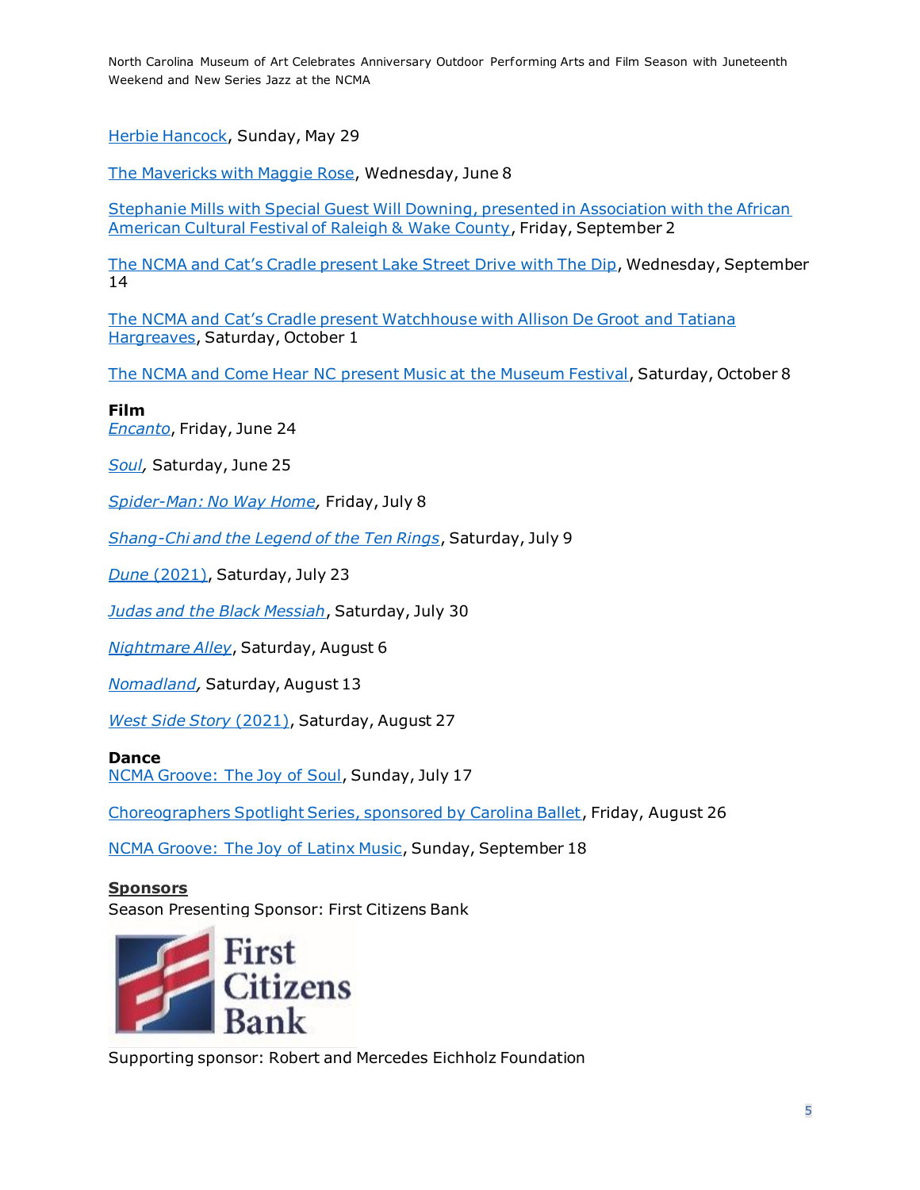Herbie Hancock, Sunday, May 29

The Mavericks with Maggie Rose, Wednesday, June 8

Stephanie Mills with Special Guest Will Downing, presented in Association with the African American Cultural Festival of Raleigh & Wake County, Friday, September 2

The NCMA and Cat's Cradle present Lake Street Drive with The Dip, Wednesday, September 14

The NCMA and Cat's Cradle present Watchhouse with Allison De Groot and Tatiana Hargreaves, Saturday, October 1

The NCMA and Come Hear NC present Music at the Museum Festival, Saturday, October 8

**Film**

*Encanto*, Friday, June 24

*Soul*, Saturday, June 25

*Spider-Man: No Way Home*, Friday, July 8

*Shang-Chi and the Legend of the Ten Rings*, Saturday, July 9

*Dune* (2021), Saturday, July 23

*Judas and the Black Messiah*, Saturday, July 30

*Nightmare Alley*, Saturday, August 6

*Nomadland*, Saturday, August 13

*West Side Story* (2021), Saturday, August 27

**Dance**

NCMA Groove: The Joy of Soul, Sunday, July 17

Choreographers Spotlight Series, sponsored by Carolina Ballet, Friday, August 26

NCMA Groove: The Joy of Latinx Music, Sunday, September 18

**Sponsors**

Season Presenting Sponsor: First Citizens Bank

First Citizens Bank

Supporting sponsor: Robert and Mercedes Eichholz Foundation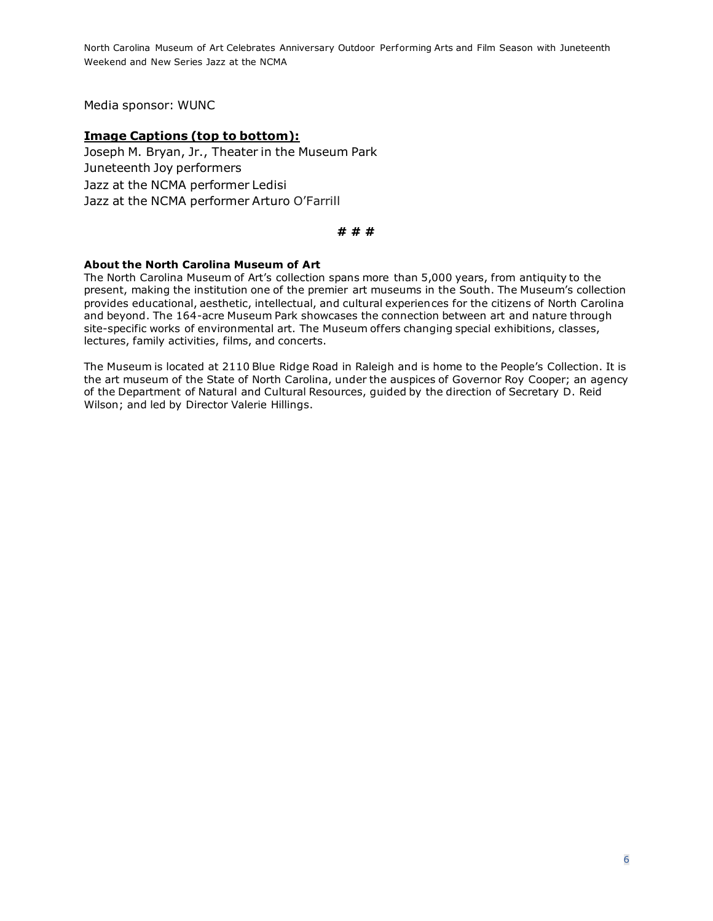Media sponsor: WUNC

**Image Captions (top to bottom):**

Joseph M. Bryan, Jr., Theater in the Museum Park
Juneteenth Joy performers
Jazz at the NCMA performer Ledisi
Jazz at the NCMA performer Arturo O'Farrill

**# # #**

**About the North Carolina Museum of Art**

The North Carolina Museum of Art's collection spans more than 5,000 years, from antiquity to the present, making the institution one of the premier art museums in the South. The Museum's collection provides educational, aesthetic, intellectual, and cultural experiences for the citizens of North Carolina and beyond. The 164-acre Museum Park showcases the connection between art and nature through site-specific works of environmental art. The Museum offers changing special exhibitions, classes, lectures, family activities, films, and concerts.

The Museum is located at 2110 Blue Ridge Road in Raleigh and is home to the People's Collection. It is the art museum of the State of North Carolina, under the auspices of Governor Roy Cooper; an agency of the Department of Natural and Cultural Resources, guided by the direction of Secretary D. Reid Wilson; and led by Director Valerie Hillings.